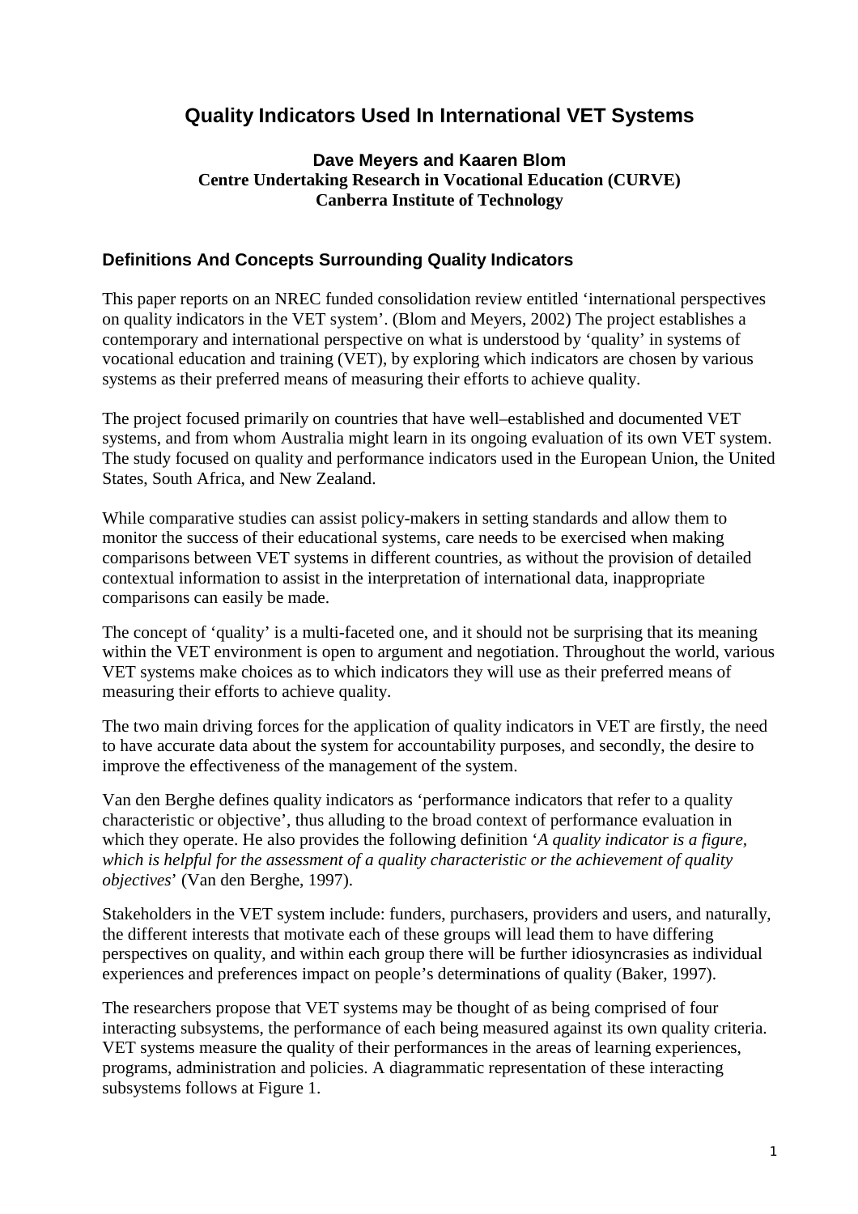# Quality Indicators Used In International VET Systems

**Dave Meyers and Kaaren Blom**
**Centre Undertaking Research in Vocational Education (CURVE)**
**Canberra Institute of Technology**

## Definitions And Concepts Surrounding Quality Indicators

This paper reports on an NREC funded consolidation review entitled 'international perspectives on quality indicators in the VET system'. (Blom and Meyers, 2002) The project establishes a contemporary and international perspective on what is understood by 'quality' in systems of vocational education and training (VET), by exploring which indicators are chosen by various systems as their preferred means of measuring their efforts to achieve quality.

The project focused primarily on countries that have well–established and documented VET systems, and from whom Australia might learn in its ongoing evaluation of its own VET system. The study focused on quality and performance indicators used in the European Union, the United States, South Africa, and New Zealand.

While comparative studies can assist policy-makers in setting standards and allow them to monitor the success of their educational systems, care needs to be exercised when making comparisons between VET systems in different countries, as without the provision of detailed contextual information to assist in the interpretation of international data, inappropriate comparisons can easily be made.

The concept of 'quality' is a multi-faceted one, and it should not be surprising that its meaning within the VET environment is open to argument and negotiation. Throughout the world, various VET systems make choices as to which indicators they will use as their preferred means of measuring their efforts to achieve quality.

The two main driving forces for the application of quality indicators in VET are firstly, the need to have accurate data about the system for accountability purposes, and secondly, the desire to improve the effectiveness of the management of the system.

Van den Berghe defines quality indicators as 'performance indicators that refer to a quality characteristic or objective', thus alluding to the broad context of performance evaluation in which they operate. He also provides the following definition '*A quality indicator is a figure, which is helpful for the assessment of a quality characteristic or the achievement of quality objectives*' (Van den Berghe, 1997).

Stakeholders in the VET system include: funders, purchasers, providers and users, and naturally, the different interests that motivate each of these groups will lead them to have differing perspectives on quality, and within each group there will be further idiosyncrasies as individual experiences and preferences impact on people's determinations of quality (Baker, 1997).

The researchers propose that VET systems may be thought of as being comprised of four interacting subsystems, the performance of each being measured against its own quality criteria. VET systems measure the quality of their performances in the areas of learning experiences, programs, administration and policies. A diagrammatic representation of these interacting subsystems follows at Figure 1.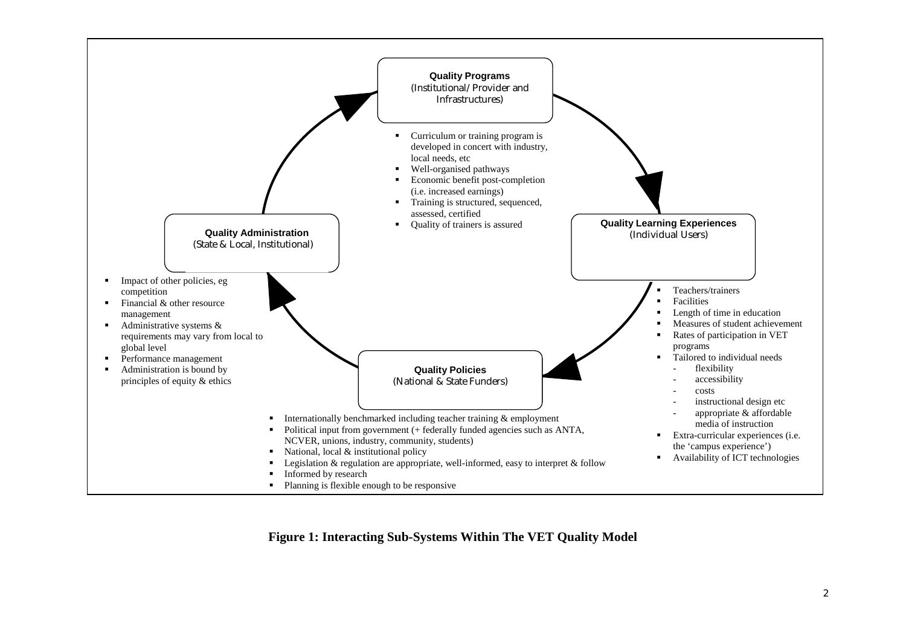**Quality Programs**
(Institutional/ Provider and Infrastructures)

- Curriculum or training program is developed in concert with industry, local needs, etc
- Well-organised pathways
- Economic benefit post-completion (i.e. increased earnings)
- Training is structured, sequenced, assessed, certified
- Quality of trainers is assured

**Quality Learning Experiences**
(Individual Users)

- Teachers/trainers
- Facilities
- Length of time in education
- Measures of student achievement
- Rates of participation in VET programs
- Tailored to individual needs
  - flexibility
  - accessibility
  - costs
  - instructional design etc
  - appropriate & affordable media of instruction
- Extra-curricular experiences (i.e. the 'campus experience')
- Availability of ICT technologies

**Quality Policies**
(National & State Funders)

- Internationally benchmarked including teacher training & employment
- Political input from government (+ federally funded agencies such as ANTA, NCVER, unions, industry, community, students)
- National, local & institutional policy
- Legislation & regulation are appropriate, well-informed, easy to interpret & follow
- Informed by research
- Planning is flexible enough to be responsive

**Quality Administration**
(State & Local, Institutional)

- Impact of other policies, eg competition
- Financial & other resource management
- Administrative systems & requirements may vary from local to global level
- Performance management
- Administration is bound by principles of equity & ethics

**Figure 1: Interacting Sub-Systems Within The VET Quality Model**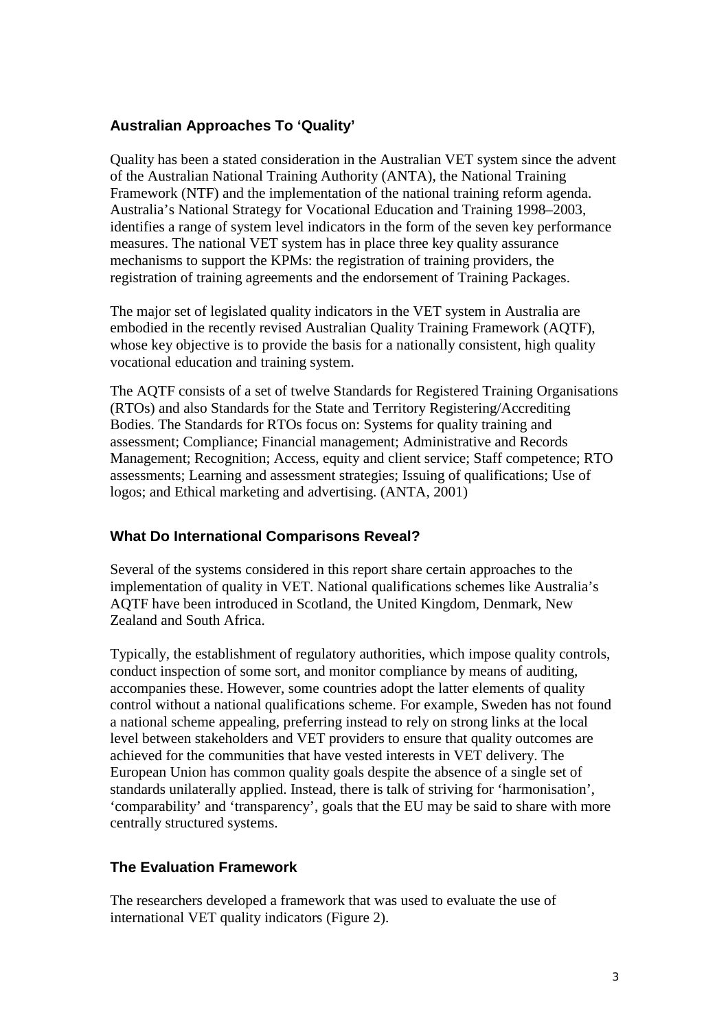## Australian Approaches To 'Quality'

Quality has been a stated consideration in the Australian VET system since the advent of the Australian National Training Authority (ANTA), the National Training Framework (NTF) and the implementation of the national training reform agenda. Australia's National Strategy for Vocational Education and Training 1998–2003, identifies a range of system level indicators in the form of the seven key performance measures. The national VET system has in place three key quality assurance mechanisms to support the KPMs: the registration of training providers, the registration of training agreements and the endorsement of Training Packages.

The major set of legislated quality indicators in the VET system in Australia are embodied in the recently revised Australian Quality Training Framework (AQTF), whose key objective is to provide the basis for a nationally consistent, high quality vocational education and training system.

The AQTF consists of a set of twelve Standards for Registered Training Organisations (RTOs) and also Standards for the State and Territory Registering/Accrediting Bodies. The Standards for RTOs focus on: Systems for quality training and assessment; Compliance; Financial management; Administrative and Records Management; Recognition; Access, equity and client service; Staff competence; RTO assessments; Learning and assessment strategies; Issuing of qualifications; Use of logos; and Ethical marketing and advertising. (ANTA, 2001)

## What Do International Comparisons Reveal?

Several of the systems considered in this report share certain approaches to the implementation of quality in VET. National qualifications schemes like Australia's AQTF have been introduced in Scotland, the United Kingdom, Denmark, New Zealand and South Africa.

Typically, the establishment of regulatory authorities, which impose quality controls, conduct inspection of some sort, and monitor compliance by means of auditing, accompanies these. However, some countries adopt the latter elements of quality control without a national qualifications scheme. For example, Sweden has not found a national scheme appealing, preferring instead to rely on strong links at the local level between stakeholders and VET providers to ensure that quality outcomes are achieved for the communities that have vested interests in VET delivery. The European Union has common quality goals despite the absence of a single set of standards unilaterally applied. Instead, there is talk of striving for 'harmonisation', 'comparability' and 'transparency', goals that the EU may be said to share with more centrally structured systems.

## The Evaluation Framework

The researchers developed a framework that was used to evaluate the use of international VET quality indicators (Figure 2).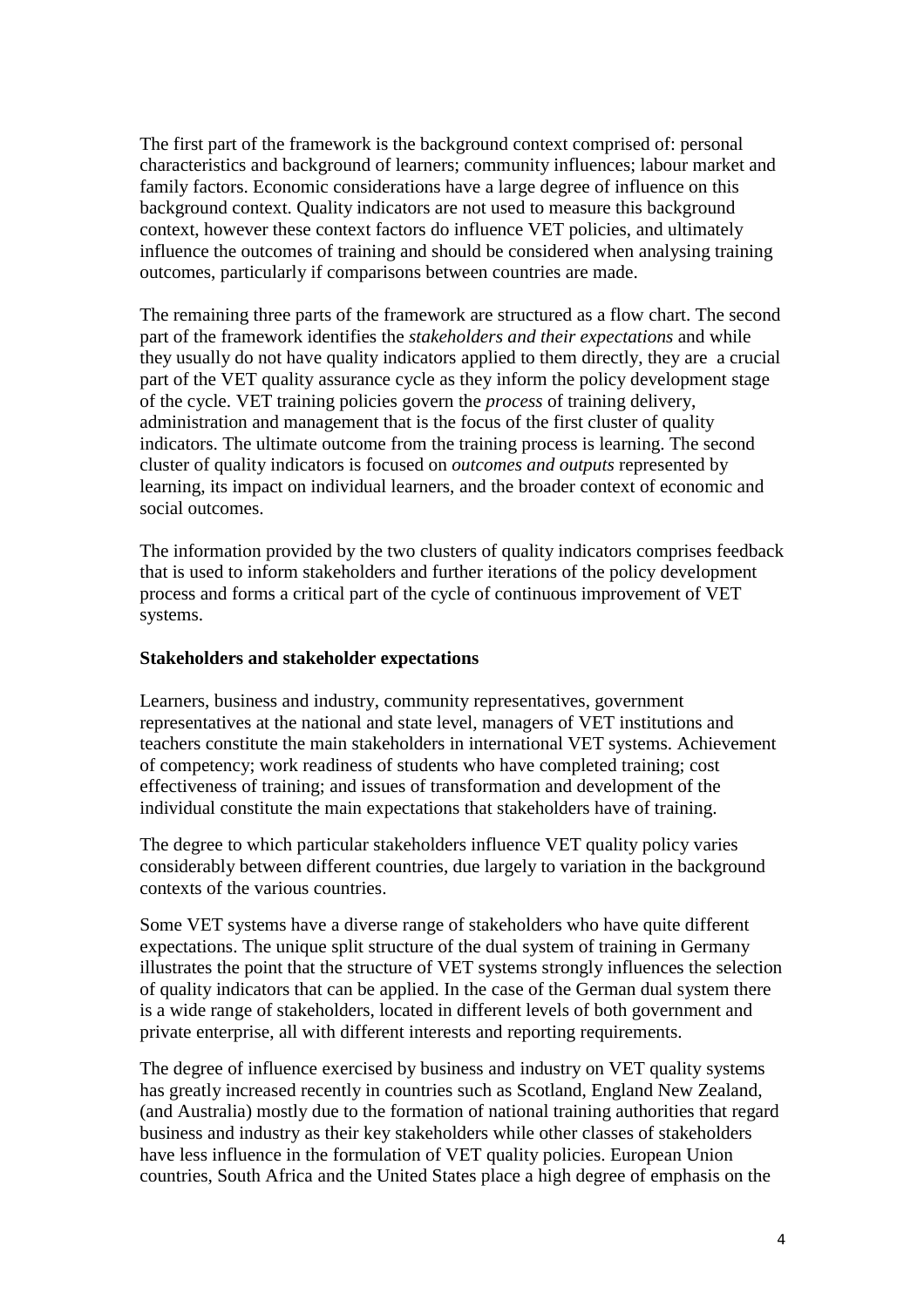The first part of the framework is the background context comprised of: personal characteristics and background of learners; community influences; labour market and family factors. Economic considerations have a large degree of influence on this background context. Quality indicators are not used to measure this background context, however these context factors do influence VET policies, and ultimately influence the outcomes of training and should be considered when analysing training outcomes, particularly if comparisons between countries are made.

The remaining three parts of the framework are structured as a flow chart. The second part of the framework identifies the *stakeholders and their expectations* and while they usually do not have quality indicators applied to them directly, they are a crucial part of the VET quality assurance cycle as they inform the policy development stage of the cycle. VET training policies govern the *process* of training delivery, administration and management that is the focus of the first cluster of quality indicators. The ultimate outcome from the training process is learning. The second cluster of quality indicators is focused on *outcomes and outputs* represented by learning, its impact on individual learners, and the broader context of economic and social outcomes.

The information provided by the two clusters of quality indicators comprises feedback that is used to inform stakeholders and further iterations of the policy development process and forms a critical part of the cycle of continuous improvement of VET systems.

**Stakeholders and stakeholder expectations**

Learners, business and industry, community representatives, government representatives at the national and state level, managers of VET institutions and teachers constitute the main stakeholders in international VET systems. Achievement of competency; work readiness of students who have completed training; cost effectiveness of training; and issues of transformation and development of the individual constitute the main expectations that stakeholders have of training.

The degree to which particular stakeholders influence VET quality policy varies considerably between different countries, due largely to variation in the background contexts of the various countries.

Some VET systems have a diverse range of stakeholders who have quite different expectations. The unique split structure of the dual system of training in Germany illustrates the point that the structure of VET systems strongly influences the selection of quality indicators that can be applied. In the case of the German dual system there is a wide range of stakeholders, located in different levels of both government and private enterprise, all with different interests and reporting requirements.

The degree of influence exercised by business and industry on VET quality systems has greatly increased recently in countries such as Scotland, England New Zealand, (and Australia) mostly due to the formation of national training authorities that regard business and industry as their key stakeholders while other classes of stakeholders have less influence in the formulation of VET quality policies. European Union countries, South Africa and the United States place a high degree of emphasis on the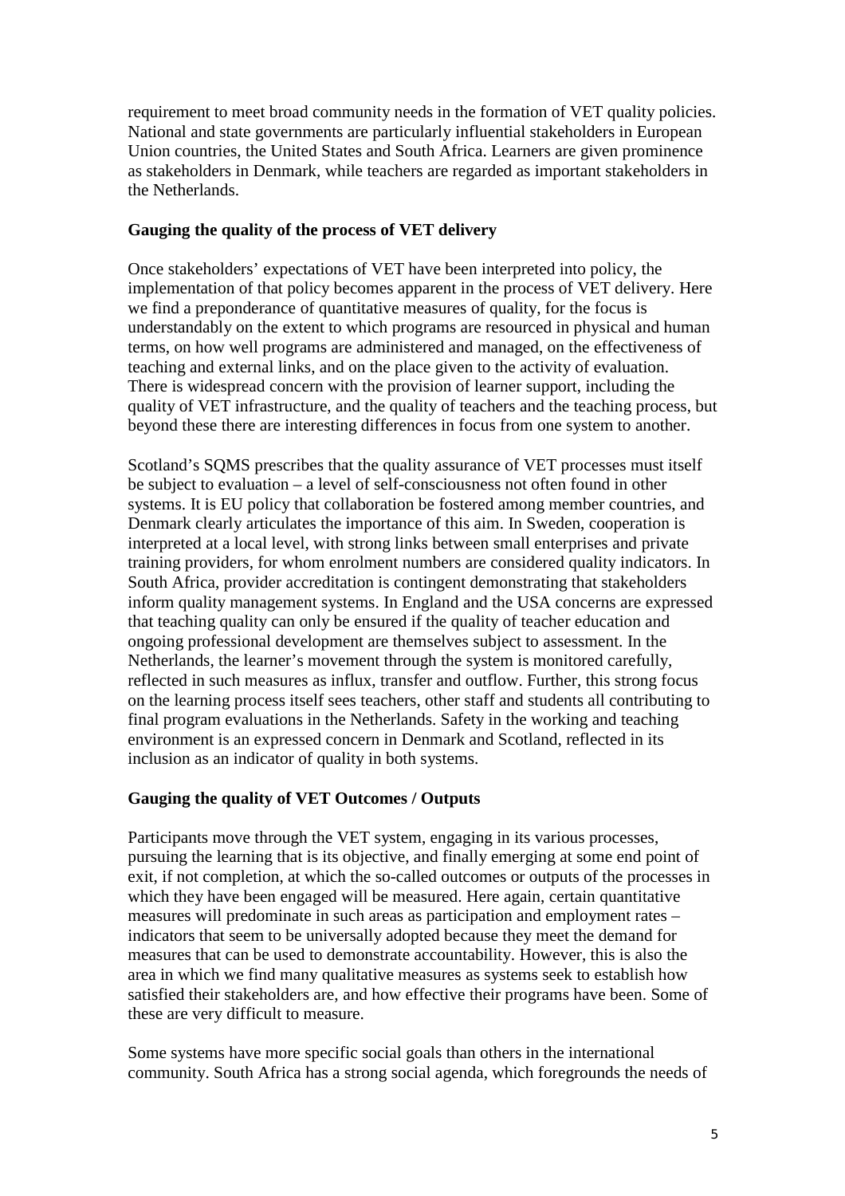requirement to meet broad community needs in the formation of VET quality policies. National and state governments are particularly influential stakeholders in European Union countries, the United States and South Africa. Learners are given prominence as stakeholders in Denmark, while teachers are regarded as important stakeholders in the Netherlands.

**Gauging the quality of the process of VET delivery**

Once stakeholders' expectations of VET have been interpreted into policy, the implementation of that policy becomes apparent in the process of VET delivery. Here we find a preponderance of quantitative measures of quality, for the focus is understandably on the extent to which programs are resourced in physical and human terms, on how well programs are administered and managed, on the effectiveness of teaching and external links, and on the place given to the activity of evaluation. There is widespread concern with the provision of learner support, including the quality of VET infrastructure, and the quality of teachers and the teaching process, but beyond these there are interesting differences in focus from one system to another.

Scotland's SQMS prescribes that the quality assurance of VET processes must itself be subject to evaluation – a level of self-consciousness not often found in other systems. It is EU policy that collaboration be fostered among member countries, and Denmark clearly articulates the importance of this aim. In Sweden, cooperation is interpreted at a local level, with strong links between small enterprises and private training providers, for whom enrolment numbers are considered quality indicators. In South Africa, provider accreditation is contingent demonstrating that stakeholders inform quality management systems. In England and the USA concerns are expressed that teaching quality can only be ensured if the quality of teacher education and ongoing professional development are themselves subject to assessment. In the Netherlands, the learner's movement through the system is monitored carefully, reflected in such measures as influx, transfer and outflow. Further, this strong focus on the learning process itself sees teachers, other staff and students all contributing to final program evaluations in the Netherlands. Safety in the working and teaching environment is an expressed concern in Denmark and Scotland, reflected in its inclusion as an indicator of quality in both systems.

**Gauging the quality of VET Outcomes / Outputs**

Participants move through the VET system, engaging in its various processes, pursuing the learning that is its objective, and finally emerging at some end point of exit, if not completion, at which the so-called outcomes or outputs of the processes in which they have been engaged will be measured. Here again, certain quantitative measures will predominate in such areas as participation and employment rates – indicators that seem to be universally adopted because they meet the demand for measures that can be used to demonstrate accountability. However, this is also the area in which we find many qualitative measures as systems seek to establish how satisfied their stakeholders are, and how effective their programs have been. Some of these are very difficult to measure.

Some systems have more specific social goals than others in the international community. South Africa has a strong social agenda, which foregrounds the needs of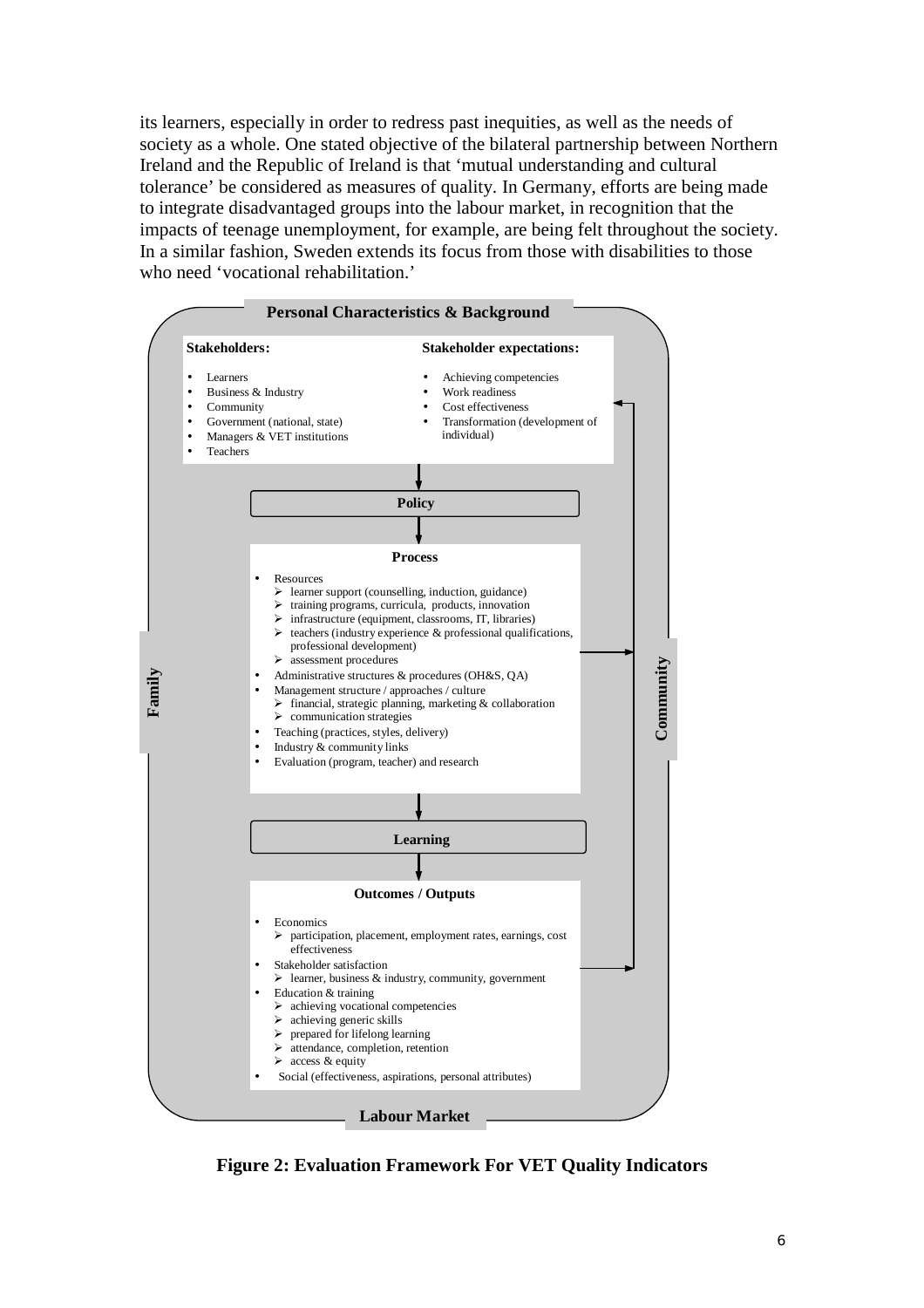its learners, especially in order to redress past inequities, as well as the needs of society as a whole. One stated objective of the bilateral partnership between Northern Ireland and the Republic of Ireland is that 'mutual understanding and cultural tolerance' be considered as measures of quality. In Germany, efforts are being made to integrate disadvantaged groups into the labour market, in recognition that the impacts of teenage unemployment, for example, are being felt throughout the society. In a similar fashion, Sweden extends its focus from those with disabilities to those who need 'vocational rehabilitation.'

**Personal Characteristics & Background**

**Stakeholders:**

- Learners
- Business & Industry
- Community
- Government (national, state)
- Managers & VET institutions
- Teachers

**Stakeholder expectations:**

- Achieving competencies
- Work readiness
- Cost effectiveness
- Transformation (development of individual)

**Policy**

**Process**

- Resources
  - learner support (counselling, induction, guidance)
  - training programs, curricula, products, innovation
  - infrastructure (equipment, classrooms, IT, libraries)
  - teachers (industry experience & professional qualifications, professional development)
  - assessment procedures
- Administrative structures & procedures (OH&S, QA)
- Management structure / approaches / culture
  - financial, strategic planning, marketing & collaboration
  - communication strategies
- Teaching (practices, styles, delivery)
- Industry & community links
- Evaluation (program, teacher) and research

**Learning**

**Outcomes / Outputs**

- Economics
  - participation, placement, employment rates, earnings, cost effectiveness
- Stakeholder satisfaction
  - learner, business & industry, community, government
- Education & training
  - achieving vocational competencies
  - achieving generic skills
  - prepared for lifelong learning
  - attendance, completion, retention
  - access & equity
- Social (effectiveness, aspirations, personal attributes)

**Family** | **Community** | **Labour Market**

**Figure 2: Evaluation Framework For VET Quality Indicators**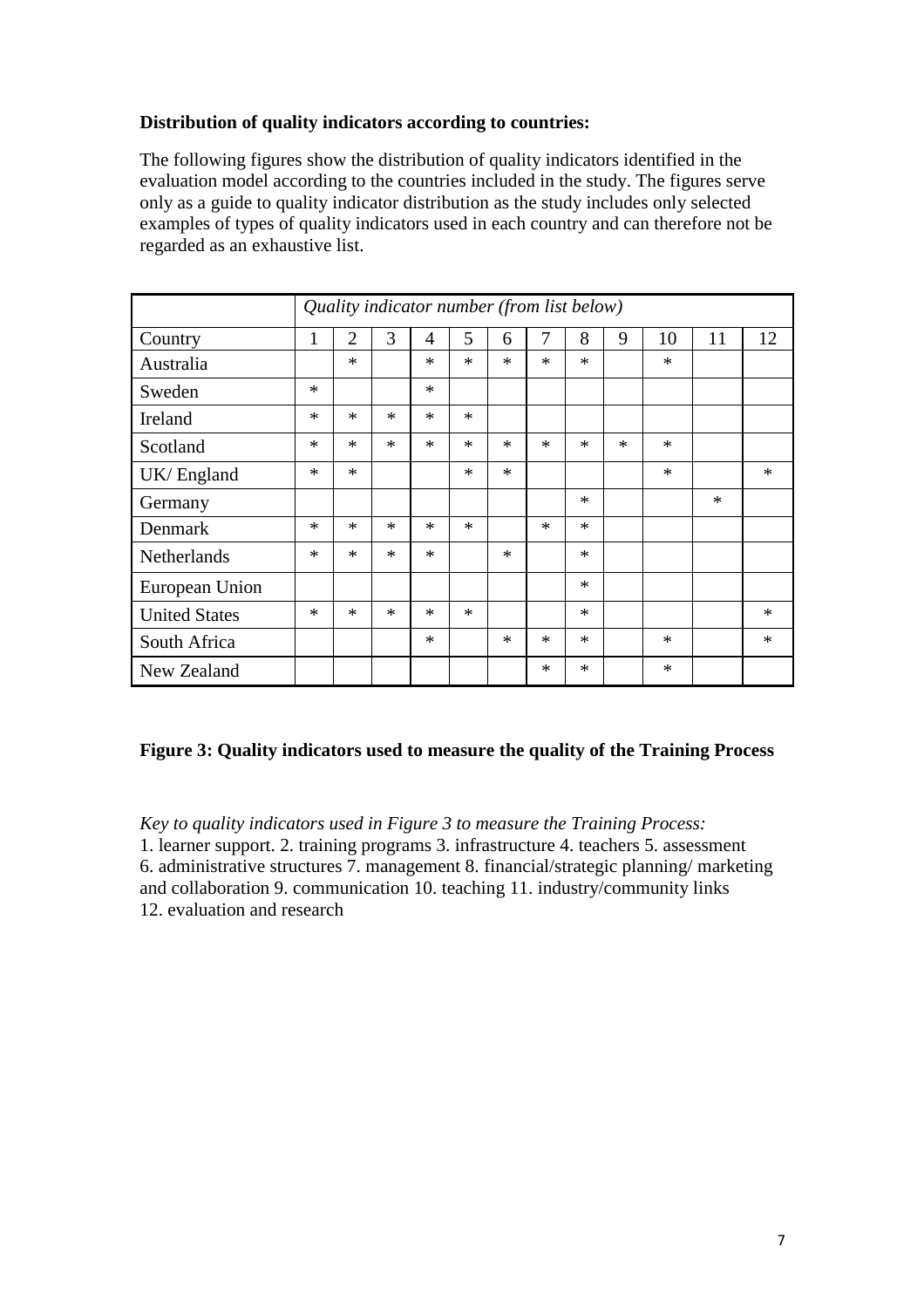**Distribution of quality indicators according to countries:**

The following figures show the distribution of quality indicators identified in the evaluation model according to the countries included in the study. The figures serve only as a guide to quality indicator distribution as the study includes only selected examples of types of quality indicators used in each country and can therefore not be regarded as an exhaustive list.

| | *Quality indicator number (from list below)* | | | | | | | | | | | |
|---|---|---|---|---|---|---|---|---|---|---|---|---|
| Country | 1 | 2 | 3 | 4 | 5 | 6 | 7 | 8 | 9 | 10 | 11 | 12 |
| Australia | | * | | * | * | * | * | * | | * | | |
| Sweden | * | | | * | | | | | | | | |
| Ireland | * | * | * | * | * | | | | | | | |
| Scotland | * | * | * | * | * | * | * | * | * | * | | |
| UK/ England | * | * | | | * | * | | | | * | | * |
| Germany | | | | | | | | * | | | * | |
| Denmark | * | * | * | * | * | | * | * | | | | |
| Netherlands | * | * | * | * | | * | | * | | | | |
| European Union | | | | | | | | * | | | | |
| United States | * | * | * | * | * | | | * | | | | * |
| South Africa | | | | * | | * | * | * | | * | | * |
| New Zealand | | | | | | | * | * | | * | | |

**Figure 3: Quality indicators used to measure the quality of the Training Process**

*Key to quality indicators used in Figure 3 to measure the Training Process:*
1. learner support. 2. training programs 3. infrastructure 4. teachers 5. assessment 6. administrative structures 7. management 8. financial/strategic planning/ marketing and collaboration 9. communication 10. teaching 11. industry/community links 12. evaluation and research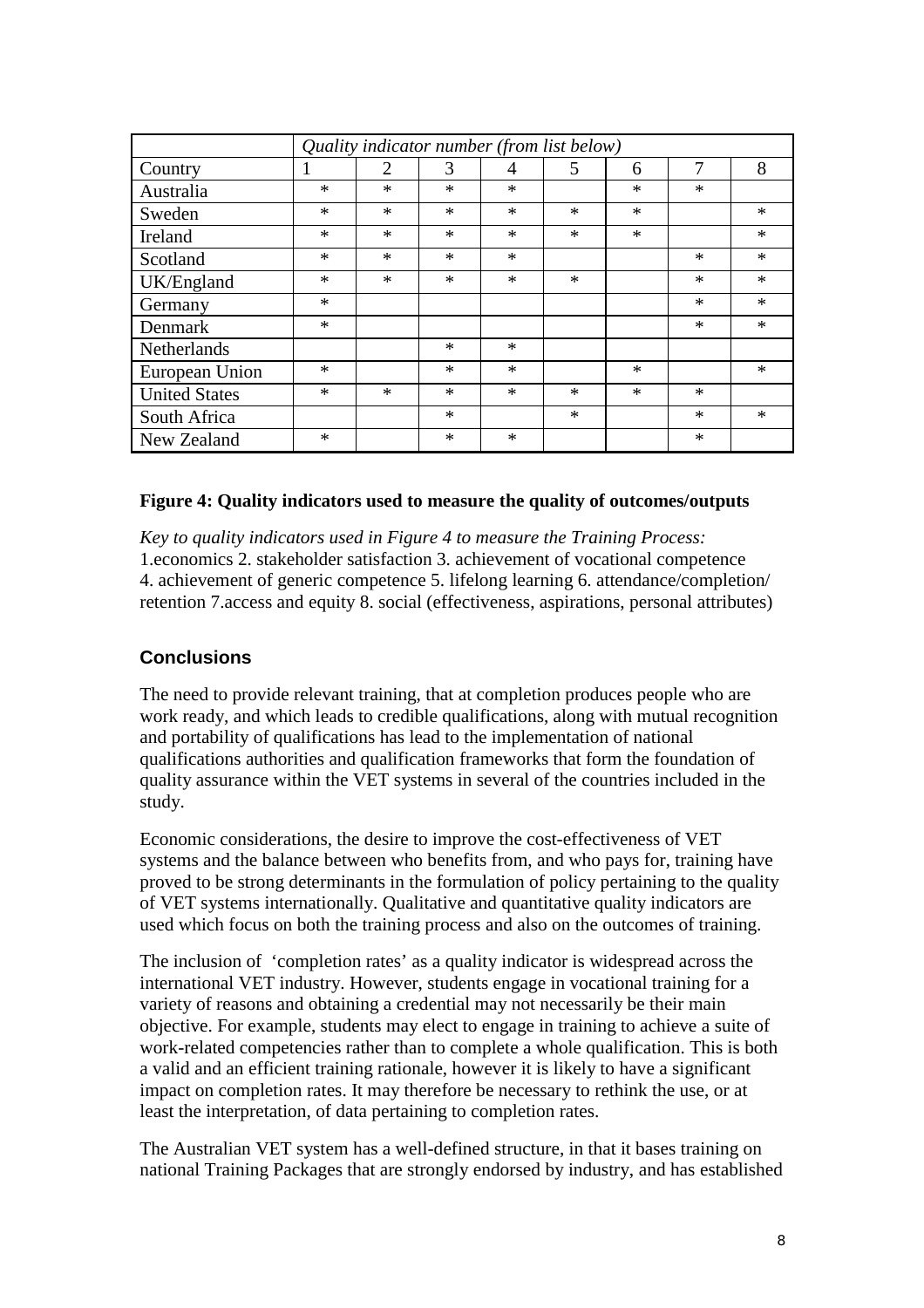| | *Quality indicator number (from list below)* | | | | | | | |
|---|---|---|---|---|---|---|---|---|
| Country | 1 | 2 | 3 | 4 | 5 | 6 | 7 | 8 |
| Australia | * | * | * | * | | * | * | |
| Sweden | * | * | * | * | * | * | | * |
| Ireland | * | * | * | * | * | * | | * |
| Scotland | * | * | * | * | | | * | * |
| UK/England | * | * | * | * | * | | * | * |
| Germany | * | | | | | | * | * |
| Denmark | * | | | | | | * | * |
| Netherlands | | | * | * | | | | |
| European Union | * | | * | * | | * | | * |
| United States | * | * | * | * | * | * | * | |
| South Africa | | | * | | * | | * | * |
| New Zealand | * | | * | * | | | * | |

**Figure 4: Quality indicators used to measure the quality of outcomes/outputs**

*Key to quality indicators used in Figure 4 to measure the Training Process:*
1.economics 2. stakeholder satisfaction 3. achievement of vocational competence 4. achievement of generic competence 5. lifelong learning 6. attendance/completion/ retention 7.access and equity 8. social (effectiveness, aspirations, personal attributes)

## Conclusions

The need to provide relevant training, that at completion produces people who are work ready, and which leads to credible qualifications, along with mutual recognition and portability of qualifications has lead to the implementation of national qualifications authorities and qualification frameworks that form the foundation of quality assurance within the VET systems in several of the countries included in the study.

Economic considerations, the desire to improve the cost-effectiveness of VET systems and the balance between who benefits from, and who pays for, training have proved to be strong determinants in the formulation of policy pertaining to the quality of VET systems internationally. Qualitative and quantitative quality indicators are used which focus on both the training process and also on the outcomes of training.

The inclusion of 'completion rates' as a quality indicator is widespread across the international VET industry. However, students engage in vocational training for a variety of reasons and obtaining a credential may not necessarily be their main objective. For example, students may elect to engage in training to achieve a suite of work-related competencies rather than to complete a whole qualification. This is both a valid and an efficient training rationale, however it is likely to have a significant impact on completion rates. It may therefore be necessary to rethink the use, or at least the interpretation, of data pertaining to completion rates.

The Australian VET system has a well-defined structure, in that it bases training on national Training Packages that are strongly endorsed by industry, and has established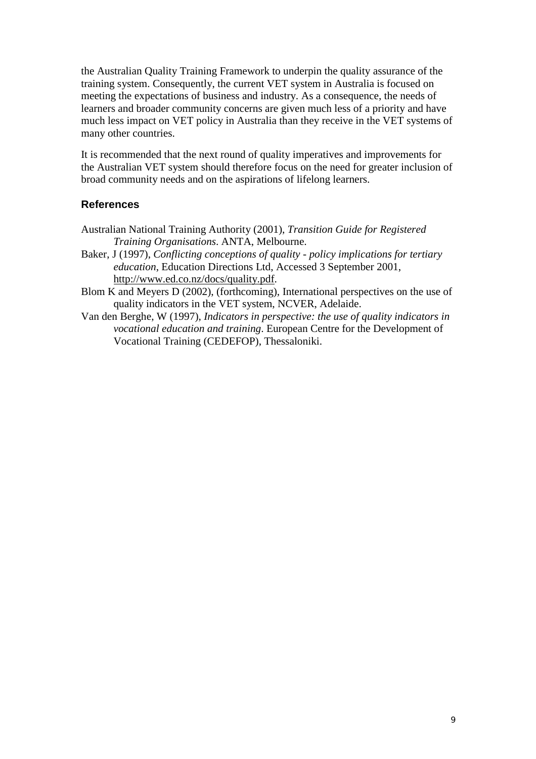the Australian Quality Training Framework to underpin the quality assurance of the training system. Consequently, the current VET system in Australia is focused on meeting the expectations of business and industry. As a consequence, the needs of learners and broader community concerns are given much less of a priority and have much less impact on VET policy in Australia than they receive in the VET systems of many other countries.

It is recommended that the next round of quality imperatives and improvements for the Australian VET system should therefore focus on the need for greater inclusion of broad community needs and on the aspirations of lifelong learners.

## References

Australian National Training Authority (2001), *Transition Guide for Registered Training Organisations*. ANTA, Melbourne.

Baker, J (1997), *Conflicting conceptions of quality - policy implications for tertiary education*, Education Directions Ltd, Accessed 3 September 2001, http://www.ed.co.nz/docs/quality.pdf.

Blom K and Meyers D (2002), (forthcoming), International perspectives on the use of quality indicators in the VET system, NCVER, Adelaide.

Van den Berghe, W (1997), *Indicators in perspective: the use of quality indicators in vocational education and training*. European Centre for the Development of Vocational Training (CEDEFOP), Thessaloniki.